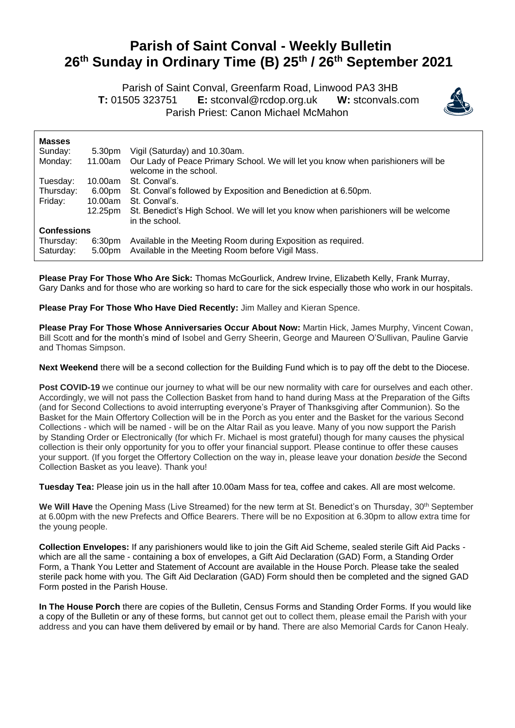# Parish of Saint Conval - Weekly Bulletin
# 26th Sunday in Ordinary Time (B) 25th / 26th September 2021

Parish of Saint Conval, Greenfarm Road, Linwood PA3 3HB
**T:** 01505 323751 **E:** stconval@rcdop.org.uk **W:** stconvals.com
Parish Priest: Canon Michael McMahon

| **Masses** | | |
|---|---|---|
| Sunday: | 5.30pm | Vigil (Saturday) and 10.30am. |
| Monday: | 11.00am | Our Lady of Peace Primary School. We will let you know when parishioners will be welcome in the school. |
| Tuesday: | 10.00am | St. Conval's. |
| Thursday: | 6.00pm | St. Conval's followed by Exposition and Benediction at 6.50pm. |
| Friday: | 10.00am | St. Conval's. |
| | 12.25pm | St. Benedict's High School. We will let you know when parishioners will be welcome in the school. |
| **Confessions** | | |
| Thursday: | 6:30pm | Available in the Meeting Room during Exposition as required. |
| Saturday: | 5.00pm | Available in the Meeting Room before Vigil Mass. |

**Please Pray For Those Who Are Sick:** Thomas McGourlick, Andrew Irvine, Elizabeth Kelly, Frank Murray, Gary Danks and for those who are working so hard to care for the sick especially those who work in our hospitals.

**Please Pray For Those Who Have Died Recently:** Jim Malley and Kieran Spence.

**Please Pray For Those Whose Anniversaries Occur About Now:** Martin Hick, James Murphy, Vincent Cowan, Bill Scott and for the month's mind of Isobel and Gerry Sheerin, George and Maureen O'Sullivan, Pauline Garvie and Thomas Simpson.

**Next Weekend** there will be a second collection for the Building Fund which is to pay off the debt to the Diocese.

**Post COVID-19** we continue our journey to what will be our new normality with care for ourselves and each other. Accordingly, we will not pass the Collection Basket from hand to hand during Mass at the Preparation of the Gifts (and for Second Collections to avoid interrupting everyone's Prayer of Thanksgiving after Communion). So the Basket for the Main Offertory Collection will be in the Porch as you enter and the Basket for the various Second Collections - which will be named - will be on the Altar Rail as you leave. Many of you now support the Parish by Standing Order or Electronically (for which Fr. Michael is most grateful) though for many causes the physical collection is their only opportunity for you to offer your financial support. Please continue to offer these causes your support. (If you forget the Offertory Collection on the way in, please leave your donation *beside* the Second Collection Basket as you leave). Thank you!

**Tuesday Tea:** Please join us in the hall after 10.00am Mass for tea, coffee and cakes. All are most welcome.

**We Will Have** the Opening Mass (Live Streamed) for the new term at St. Benedict's on Thursday, 30th September at 6.00pm with the new Prefects and Office Bearers. There will be no Exposition at 6.30pm to allow extra time for the young people.

**Collection Envelopes:** If any parishioners would like to join the Gift Aid Scheme, sealed sterile Gift Aid Packs - which are all the same - containing a box of envelopes, a Gift Aid Declaration (GAD) Form, a Standing Order Form, a Thank You Letter and Statement of Account are available in the House Porch. Please take the sealed sterile pack home with you. The Gift Aid Declaration (GAD) Form should then be completed and the signed GAD Form posted in the Parish House.

**In The House Porch** there are copies of the Bulletin, Census Forms and Standing Order Forms. If you would like a copy of the Bulletin or any of these forms, but cannot get out to collect them, please email the Parish with your address and you can have them delivered by email or by hand. There are also Memorial Cards for Canon Healy.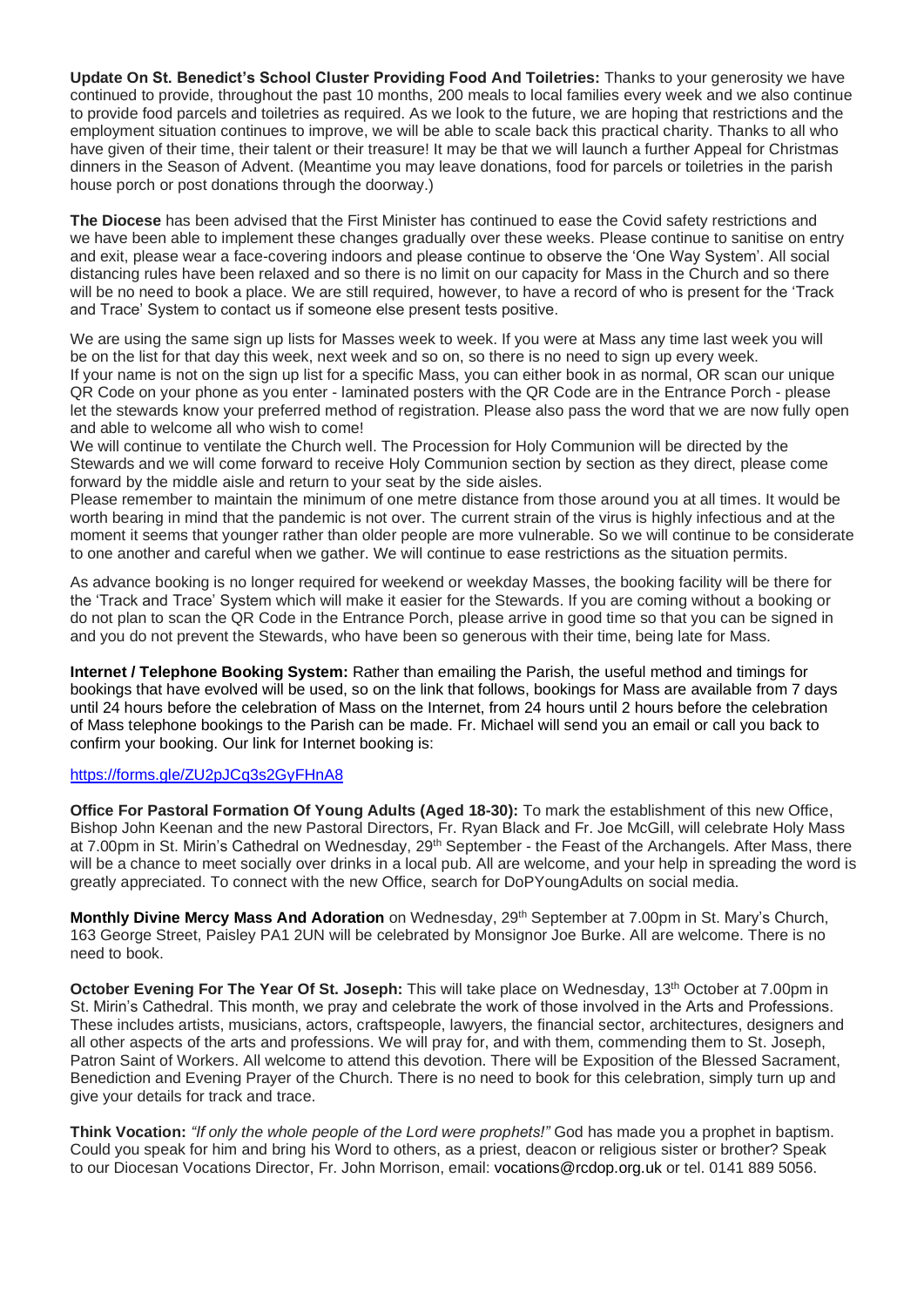**Update On St. Benedict's School Cluster Providing Food And Toiletries:** Thanks to your generosity we have continued to provide, throughout the past 10 months, 200 meals to local families every week and we also continue to provide food parcels and toiletries as required. As we look to the future, we are hoping that restrictions and the employment situation continues to improve, we will be able to scale back this practical charity. Thanks to all who have given of their time, their talent or their treasure! It may be that we will launch a further Appeal for Christmas dinners in the Season of Advent. (Meantime you may leave donations, food for parcels or toiletries in the parish house porch or post donations through the doorway.)

**The Diocese** has been advised that the First Minister has continued to ease the Covid safety restrictions and we have been able to implement these changes gradually over these weeks. Please continue to sanitise on entry and exit, please wear a face-covering indoors and please continue to observe the 'One Way System'. All social distancing rules have been relaxed and so there is no limit on our capacity for Mass in the Church and so there will be no need to book a place. We are still required, however, to have a record of who is present for the 'Track and Trace' System to contact us if someone else present tests positive.

We are using the same sign up lists for Masses week to week. If you were at Mass any time last week you will be on the list for that day this week, next week and so on, so there is no need to sign up every week.
If your name is not on the sign up list for a specific Mass, you can either book in as normal, OR scan our unique QR Code on your phone as you enter - laminated posters with the QR Code are in the Entrance Porch - please let the stewards know your preferred method of registration. Please also pass the word that we are now fully open and able to welcome all who wish to come!
We will continue to ventilate the Church well. The Procession for Holy Communion will be directed by the Stewards and we will come forward to receive Holy Communion section by section as they direct, please come forward by the middle aisle and return to your seat by the side aisles.
Please remember to maintain the minimum of one metre distance from those around you at all times. It would be worth bearing in mind that the pandemic is not over. The current strain of the virus is highly infectious and at the moment it seems that younger rather than older people are more vulnerable. So we will continue to be considerate to one another and careful when we gather. We will continue to ease restrictions as the situation permits.

As advance booking is no longer required for weekend or weekday Masses, the booking facility will be there for the 'Track and Trace' System which will make it easier for the Stewards. If you are coming without a booking or do not plan to scan the QR Code in the Entrance Porch, please arrive in good time so that you can be signed in and you do not prevent the Stewards, who have been so generous with their time, being late for Mass.

**Internet / Telephone Booking System:** Rather than emailing the Parish, the useful method and timings for bookings that have evolved will be used, so on the link that follows, bookings for Mass are available from 7 days until 24 hours before the celebration of Mass on the Internet, from 24 hours until 2 hours before the celebration of Mass telephone bookings to the Parish can be made. Fr. Michael will send you an email or call you back to confirm your booking. Our link for Internet booking is:

https://forms.gle/ZU2pJCq3s2GyFHnA8

**Office For Pastoral Formation Of Young Adults (Aged 18-30):** To mark the establishment of this new Office, Bishop John Keenan and the new Pastoral Directors, Fr. Ryan Black and Fr. Joe McGill, will celebrate Holy Mass at 7.00pm in St. Mirin's Cathedral on Wednesday, 29th September - the Feast of the Archangels. After Mass, there will be a chance to meet socially over drinks in a local pub. All are welcome, and your help in spreading the word is greatly appreciated. To connect with the new Office, search for DoPYoungAdults on social media.

**Monthly Divine Mercy Mass And Adoration** on Wednesday, 29th September at 7.00pm in St. Mary's Church, 163 George Street, Paisley PA1 2UN will be celebrated by Monsignor Joe Burke. All are welcome. There is no need to book.

**October Evening For The Year Of St. Joseph:** This will take place on Wednesday, 13th October at 7.00pm in St. Mirin's Cathedral. This month, we pray and celebrate the work of those involved in the Arts and Professions. These includes artists, musicians, actors, craftspeople, lawyers, the financial sector, architectures, designers and all other aspects of the arts and professions. We will pray for, and with them, commending them to St. Joseph, Patron Saint of Workers. All welcome to attend this devotion. There will be Exposition of the Blessed Sacrament, Benediction and Evening Prayer of the Church. There is no need to book for this celebration, simply turn up and give your details for track and trace.

**Think Vocation:** *"If only the whole people of the Lord were prophets!"* God has made you a prophet in baptism. Could you speak for him and bring his Word to others, as a priest, deacon or religious sister or brother? Speak to our Diocesan Vocations Director, Fr. John Morrison, email: vocations@rcdop.org.uk or tel. 0141 889 5056.